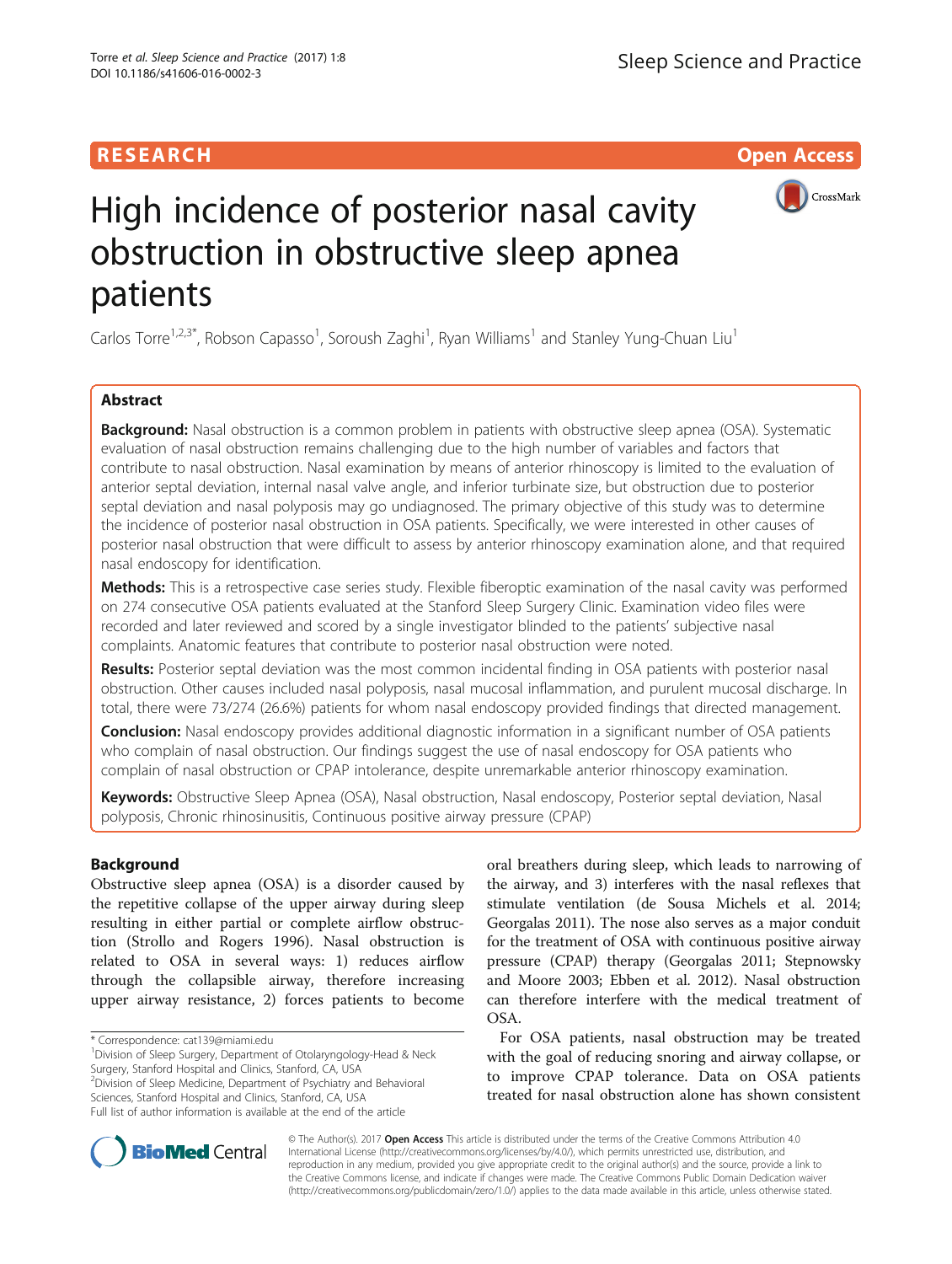RESEARCH

Open Access

# High incidence of posterior nasal cavity obstruction in obstructive sleep apnea patients

Carlos Torre[1,2,3*], Robson Capasso[1], Soroush Zaghi[1], Ryan Williams[1] and Stanley Yung-Chuan Liu[1]

## Abstract

**Background:** Nasal obstruction is a common problem in patients with obstructive sleep apnea (OSA). Systematic evaluation of nasal obstruction remains challenging due to the high number of variables and factors that contribute to nasal obstruction. Nasal examination by means of anterior rhinoscopy is limited to the evaluation of anterior septal deviation, internal nasal valve angle, and inferior turbinate size, but obstruction due to posterior septal deviation and nasal polyposis may go undiagnosed. The primary objective of this study was to determine the incidence of posterior nasal obstruction in OSA patients. Specifically, we were interested in other causes of posterior nasal obstruction that were difficult to assess by anterior rhinoscopy examination alone, and that required nasal endoscopy for identification.

**Methods:** This is a retrospective case series study. Flexible fiberoptic examination of the nasal cavity was performed on 274 consecutive OSA patients evaluated at the Stanford Sleep Surgery Clinic. Examination video files were recorded and later reviewed and scored by a single investigator blinded to the patients' subjective nasal complaints. Anatomic features that contribute to posterior nasal obstruction were noted.

**Results:** Posterior septal deviation was the most common incidental finding in OSA patients with posterior nasal obstruction. Other causes included nasal polyposis, nasal mucosal inflammation, and purulent mucosal discharge. In total, there were 73/274 (26.6%) patients for whom nasal endoscopy provided findings that directed management.

**Conclusion:** Nasal endoscopy provides additional diagnostic information in a significant number of OSA patients who complain of nasal obstruction. Our findings suggest the use of nasal endoscopy for OSA patients who complain of nasal obstruction or CPAP intolerance, despite unremarkable anterior rhinoscopy examination.

**Keywords:** Obstructive Sleep Apnea (OSA), Nasal obstruction, Nasal endoscopy, Posterior septal deviation, Nasal polyposis, Chronic rhinosinusitis, Continuous positive airway pressure (CPAP)

## Background

Obstructive sleep apnea (OSA) is a disorder caused by the repetitive collapse of the upper airway during sleep resulting in either partial or complete airflow obstruction (Strollo and Rogers 1996). Nasal obstruction is related to OSA in several ways: 1) reduces airflow through the collapsible airway, therefore increasing upper airway resistance, 2) forces patients to become oral breathers during sleep, which leads to narrowing of the airway, and 3) interferes with the nasal reflexes that stimulate ventilation (de Sousa Michels et al. 2014; Georgalas 2011). The nose also serves as a major conduit for the treatment of OSA with continuous positive airway pressure (CPAP) therapy (Georgalas 2011; Stepnowsky and Moore 2003; Ebben et al. 2012). Nasal obstruction can therefore interfere with the medical treatment of OSA.

For OSA patients, nasal obstruction may be treated with the goal of reducing snoring and airway collapse, or to improve CPAP tolerance. Data on OSA patients treated for nasal obstruction alone has shown consistent

* Correspondence: cat139@miami.edu
[1]Division of Sleep Surgery, Department of Otolaryngology-Head & Neck Surgery, Stanford Hospital and Clinics, Stanford, CA, USA
[2]Division of Sleep Medicine, Department of Psychiatry and Behavioral Sciences, Stanford Hospital and Clinics, Stanford, CA, USA
Full list of author information is available at the end of the article

© The Author(s). 2017 **Open Access** This article is distributed under the terms of the Creative Commons Attribution 4.0 International License (http://creativecommons.org/licenses/by/4.0/), which permits unrestricted use, distribution, and reproduction in any medium, provided you give appropriate credit to the original author(s) and the source, provide a link to the Creative Commons license, and indicate if changes were made. The Creative Commons Public Domain Dedication waiver (http://creativecommons.org/publicdomain/zero/1.0/) applies to the data made available in this article, unless otherwise stated.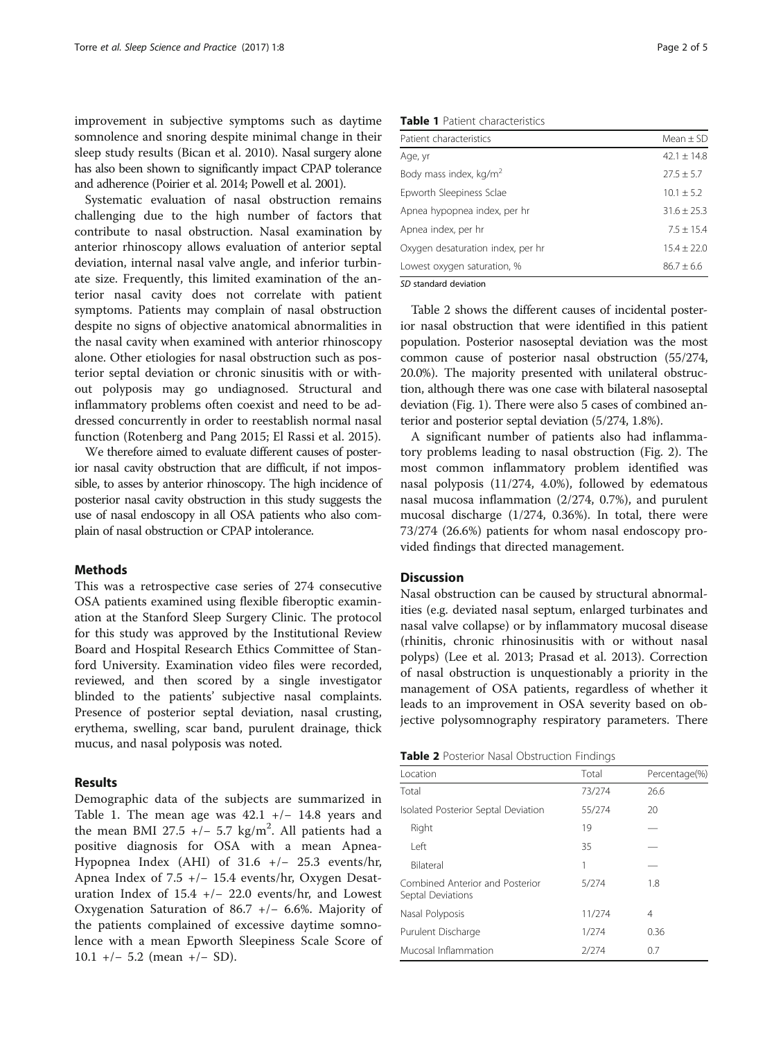improvement in subjective symptoms such as daytime somnolence and snoring despite minimal change in their sleep study results (Bican et al. 2010). Nasal surgery alone has also been shown to significantly impact CPAP tolerance and adherence (Poirier et al. 2014; Powell et al. 2001).

Systematic evaluation of nasal obstruction remains challenging due to the high number of factors that contribute to nasal obstruction. Nasal examination by anterior rhinoscopy allows evaluation of anterior septal deviation, internal nasal valve angle, and inferior turbinate size. Frequently, this limited examination of the anterior nasal cavity does not correlate with patient symptoms. Patients may complain of nasal obstruction despite no signs of objective anatomical abnormalities in the nasal cavity when examined with anterior rhinoscopy alone. Other etiologies for nasal obstruction such as posterior septal deviation or chronic sinusitis with or without polyposis may go undiagnosed. Structural and inflammatory problems often coexist and need to be addressed concurrently in order to reestablish normal nasal function (Rotenberg and Pang 2015; El Rassi et al. 2015).

We therefore aimed to evaluate different causes of posterior nasal cavity obstruction that are difficult, if not impossible, to asses by anterior rhinoscopy. The high incidence of posterior nasal cavity obstruction in this study suggests the use of nasal endoscopy in all OSA patients who also complain of nasal obstruction or CPAP intolerance.

## Methods

This was a retrospective case series of 274 consecutive OSA patients examined using flexible fiberoptic examination at the Stanford Sleep Surgery Clinic. The protocol for this study was approved by the Institutional Review Board and Hospital Research Ethics Committee of Stanford University. Examination video files were recorded, reviewed, and then scored by a single investigator blinded to the patients' subjective nasal complaints. Presence of posterior septal deviation, nasal crusting, erythema, swelling, scar band, purulent drainage, thick mucus, and nasal polyposis was noted.

## Results

Demographic data of the subjects are summarized in Table 1. The mean age was 42.1 +/− 14.8 years and the mean BMI 27.5 +/− 5.7 kg/m$^2$. All patients had a positive diagnosis for OSA with a mean Apnea-Hypopnea Index (AHI) of 31.6 +/− 25.3 events/hr, Apnea Index of 7.5 +/− 15.4 events/hr, Oxygen Desaturation Index of 15.4 +/− 22.0 events/hr, and Lowest Oxygenation Saturation of 86.7 +/− 6.6%. Majority of the patients complained of excessive daytime somnolence with a mean Epworth Sleepiness Scale Score of 10.1 +/− 5.2 (mean +/− SD).

**Table 1** Patient characteristics

| Patient characteristics | Mean ± SD |
|---|---|
| Age, yr | 42.1 ± 14.8 |
| Body mass index, kg/m$^2$ | 27.5 ± 5.7 |
| Epworth Sleepiness Sclae | 10.1 ± 5.2 |
| Apnea hypopnea index, per hr | 31.6 ± 25.3 |
| Apnea index, per hr | 7.5 ± 15.4 |
| Oxygen desaturation index, per hr | 15.4 ± 22.0 |
| Lowest oxygen saturation, % | 86.7 ± 6.6 |

*SD* standard deviation

Table 2 shows the different causes of incidental posterior nasal obstruction that were identified in this patient population. Posterior nasoseptal deviation was the most common cause of posterior nasal obstruction (55/274, 20.0%). The majority presented with unilateral obstruction, although there was one case with bilateral nasoseptal deviation (Fig. 1). There were also 5 cases of combined anterior and posterior septal deviation (5/274, 1.8%).

A significant number of patients also had inflammatory problems leading to nasal obstruction (Fig. 2). The most common inflammatory problem identified was nasal polyposis (11/274, 4.0%), followed by edematous nasal mucosa inflammation (2/274, 0.7%), and purulent mucosal discharge (1/274, 0.36%). In total, there were 73/274 (26.6%) patients for whom nasal endoscopy provided findings that directed management.

## Discussion

Nasal obstruction can be caused by structural abnormalities (e.g. deviated nasal septum, enlarged turbinates and nasal valve collapse) or by inflammatory mucosal disease (rhinitis, chronic rhinosinusitis with or without nasal polyps) (Lee et al. 2013; Prasad et al. 2013). Correction of nasal obstruction is unquestionably a priority in the management of OSA patients, regardless of whether it leads to an improvement in OSA severity based on objective polysomnography respiratory parameters. There

**Table 2** Posterior Nasal Obstruction Findings

| Location | Total | Percentage(%) |
|---|---|---|
| Total | 73/274 | 26.6 |
| Isolated Posterior Septal Deviation | 55/274 | 20 |
| Right | 19 | — |
| Left | 35 | — |
| Bilateral | 1 | — |
| Combined Anterior and Posterior Septal Deviations | 5/274 | 1.8 |
| Nasal Polyposis | 11/274 | 4 |
| Purulent Discharge | 1/274 | 0.36 |
| Mucosal Inflammation | 2/274 | 0.7 |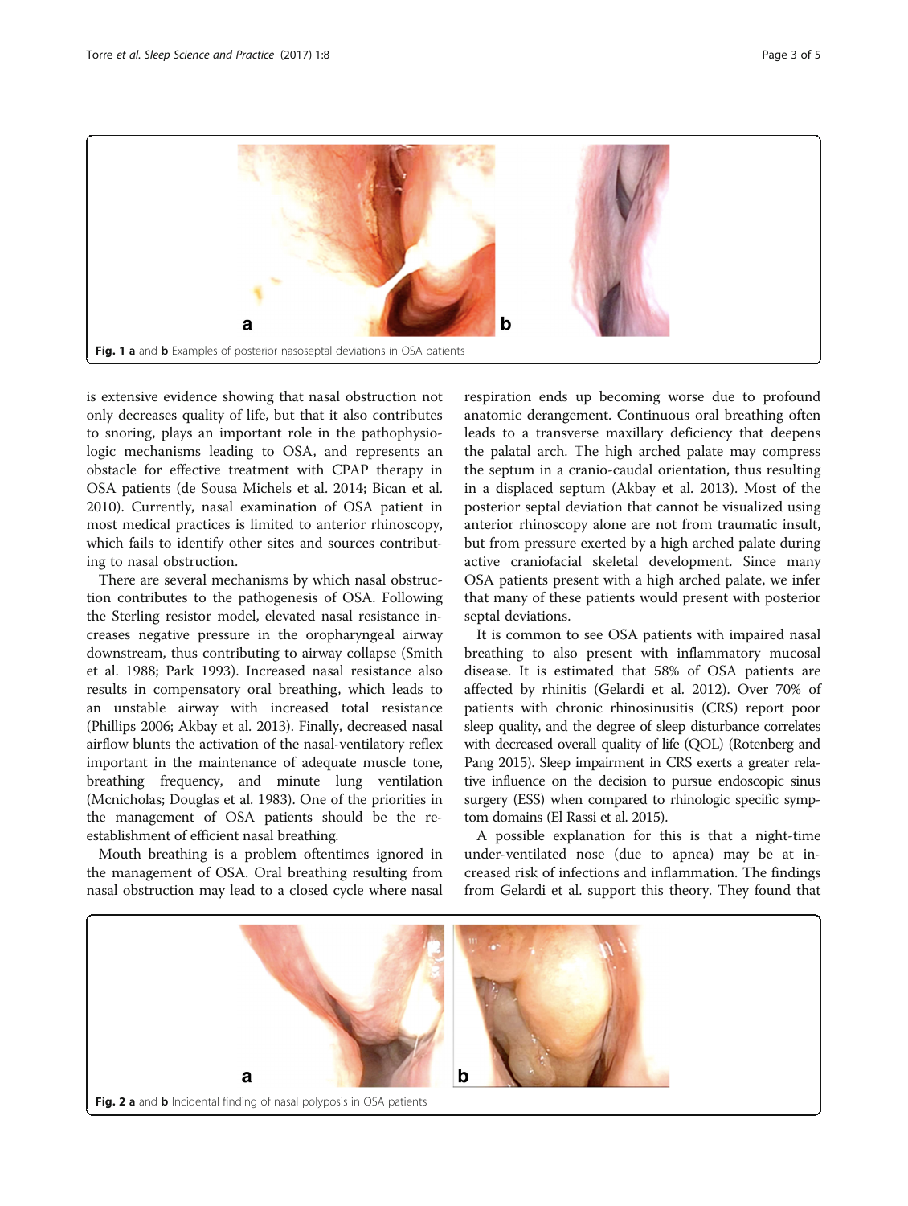Fig. 1 **a** and **b** Examples of posterior nasoseptal deviations in OSA patients

is extensive evidence showing that nasal obstruction not only decreases quality of life, but that it also contributes to snoring, plays an important role in the pathophysiologic mechanisms leading to OSA, and represents an obstacle for effective treatment with CPAP therapy in OSA patients (de Sousa Michels et al. 2014; Bican et al. 2010). Currently, nasal examination of OSA patient in most medical practices is limited to anterior rhinoscopy, which fails to identify other sites and sources contributing to nasal obstruction.

There are several mechanisms by which nasal obstruction contributes to the pathogenesis of OSA. Following the Sterling resistor model, elevated nasal resistance increases negative pressure in the oropharyngeal airway downstream, thus contributing to airway collapse (Smith et al. 1988; Park 1993). Increased nasal resistance also results in compensatory oral breathing, which leads to an unstable airway with increased total resistance (Phillips 2006; Akbay et al. 2013). Finally, decreased nasal airflow blunts the activation of the nasal-ventilatory reflex important in the maintenance of adequate muscle tone, breathing frequency, and minute lung ventilation (Mcnicholas; Douglas et al. 1983). One of the priorities in the management of OSA patients should be the reestablishment of efficient nasal breathing.

Mouth breathing is a problem oftentimes ignored in the management of OSA. Oral breathing resulting from nasal obstruction may lead to a closed cycle where nasal respiration ends up becoming worse due to profound anatomic derangement. Continuous oral breathing often leads to a transverse maxillary deficiency that deepens the palatal arch. The high arched palate may compress the septum in a cranio-caudal orientation, thus resulting in a displaced septum (Akbay et al. 2013). Most of the posterior septal deviation that cannot be visualized using anterior rhinoscopy alone are not from traumatic insult, but from pressure exerted by a high arched palate during active craniofacial skeletal development. Since many OSA patients present with a high arched palate, we infer that many of these patients would present with posterior septal deviations.

It is common to see OSA patients with impaired nasal breathing to also present with inflammatory mucosal disease. It is estimated that 58% of OSA patients are affected by rhinitis (Gelardi et al. 2012). Over 70% of patients with chronic rhinosinusitis (CRS) report poor sleep quality, and the degree of sleep disturbance correlates with decreased overall quality of life (QOL) (Rotenberg and Pang 2015). Sleep impairment in CRS exerts a greater relative influence on the decision to pursue endoscopic sinus surgery (ESS) when compared to rhinologic specific symptom domains (El Rassi et al. 2015).

A possible explanation for this is that a night-time under-ventilated nose (due to apnea) may be at increased risk of infections and inflammation. The findings from Gelardi et al. support this theory. They found that

Fig. 2 **a** and **b** Incidental finding of nasal polyposis in OSA patients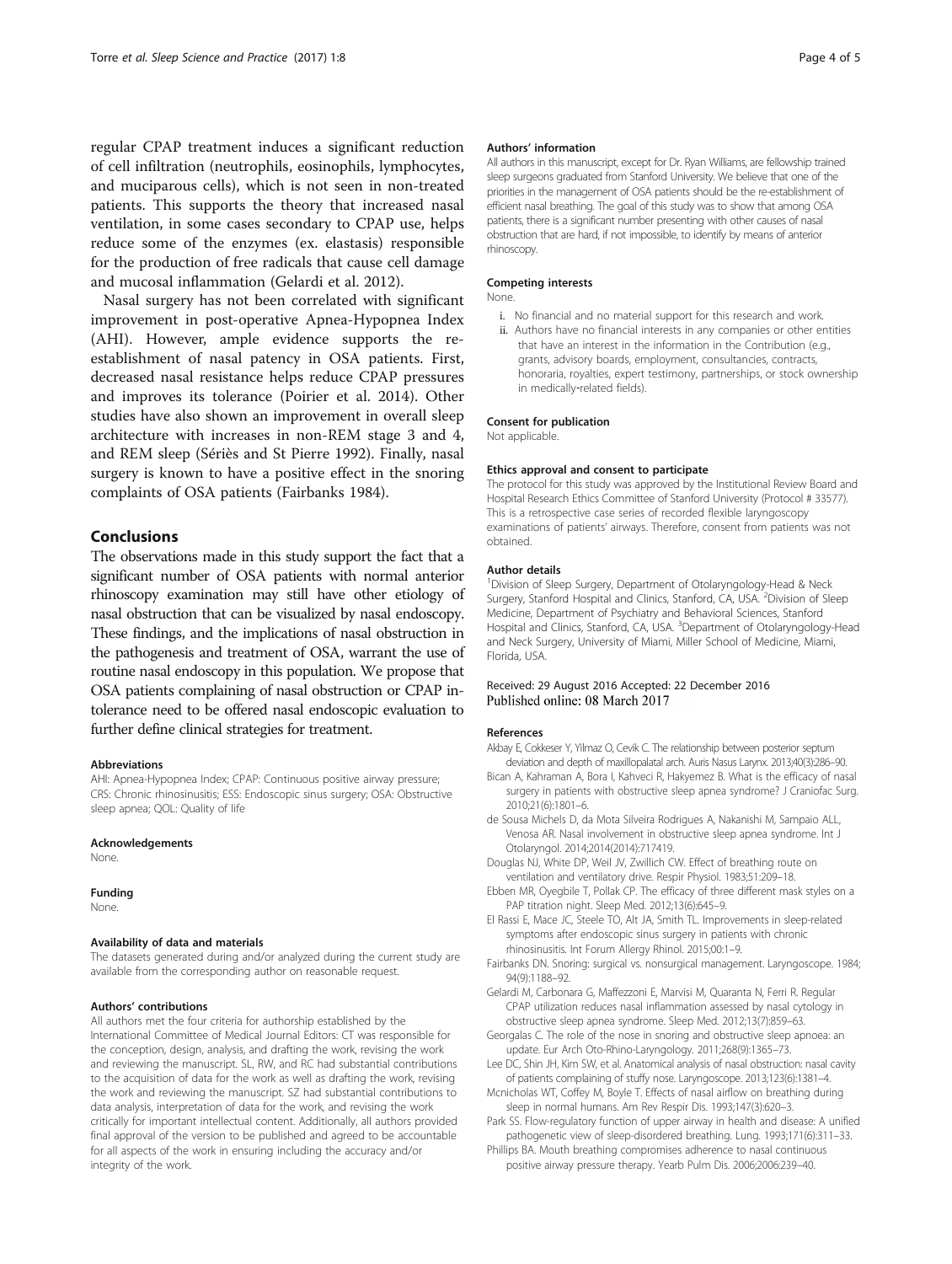regular CPAP treatment induces a significant reduction of cell infiltration (neutrophils, eosinophils, lymphocytes, and muciparous cells), which is not seen in non-treated patients. This supports the theory that increased nasal ventilation, in some cases secondary to CPAP use, helps reduce some of the enzymes (ex. elastasis) responsible for the production of free radicals that cause cell damage and mucosal inflammation (Gelardi et al. 2012).

Nasal surgery has not been correlated with significant improvement in post-operative Apnea-Hypopnea Index (AHI). However, ample evidence supports the re-establishment of nasal patency in OSA patients. First, decreased nasal resistance helps reduce CPAP pressures and improves its tolerance (Poirier et al. 2014). Other studies have also shown an improvement in overall sleep architecture with increases in non-REM stage 3 and 4, and REM sleep (Sériès and St Pierre 1992). Finally, nasal surgery is known to have a positive effect in the snoring complaints of OSA patients (Fairbanks 1984).

## Conclusions

The observations made in this study support the fact that a significant number of OSA patients with normal anterior rhinoscopy examination may still have other etiology of nasal obstruction that can be visualized by nasal endoscopy. These findings, and the implications of nasal obstruction in the pathogenesis and treatment of OSA, warrant the use of routine nasal endoscopy in this population. We propose that OSA patients complaining of nasal obstruction or CPAP intolerance need to be offered nasal endoscopic evaluation to further define clinical strategies for treatment.

#### Abbreviations

AHI: Apnea-Hypopnea Index; CPAP: Continuous positive airway pressure; CRS: Chronic rhinosinusitis; ESS: Endoscopic sinus surgery; OSA: Obstructive sleep apnea; QOL: Quality of life

#### Acknowledgements

None.

#### Funding

None.

#### Availability of data and materials

The datasets generated during and/or analyzed during the current study are available from the corresponding author on reasonable request.

#### Authors' contributions

All authors met the four criteria for authorship established by the International Committee of Medical Journal Editors: CT was responsible for the conception, design, analysis, and drafting the work, revising the work and reviewing the manuscript. SL, RW, and RC had substantial contributions to the acquisition of data for the work as well as drafting the work, revising the work and reviewing the manuscript. SZ had substantial contributions to data analysis, interpretation of data for the work, and revising the work critically for important intellectual content. Additionally, all authors provided final approval of the version to be published and agreed to be accountable for all aspects of the work in ensuring including the accuracy and/or integrity of the work.

#### Authors' information

All authors in this manuscript, except for Dr. Ryan Williams, are fellowship trained sleep surgeons graduated from Stanford University. We believe that one of the priorities in the management of OSA patients should be the re-establishment of efficient nasal breathing. The goal of this study was to show that among OSA patients, there is a significant number presenting with other causes of nasal obstruction that are hard, if not impossible, to identify by means of anterior rhinoscopy.

#### Competing interests

None.

i. No financial and no material support for this research and work.
ii. Authors have no financial interests in any companies or other entities that have an interest in the information in the Contribution (e.g., grants, advisory boards, employment, consultancies, contracts, honoraria, royalties, expert testimony, partnerships, or stock ownership in medically-related fields).

#### Consent for publication

Not applicable.

#### Ethics approval and consent to participate

The protocol for this study was approved by the Institutional Review Board and Hospital Research Ethics Committee of Stanford University (Protocol # 33577). This is a retrospective case series of recorded flexible laryngoscopy examinations of patients' airways. Therefore, consent from patients was not obtained.

#### Author details

[1]Division of Sleep Surgery, Department of Otolaryngology-Head & Neck Surgery, Stanford Hospital and Clinics, Stanford, CA, USA. [2]Division of Sleep Medicine, Department of Psychiatry and Behavioral Sciences, Stanford Hospital and Clinics, Stanford, CA, USA. [3]Department of Otolaryngology-Head and Neck Surgery, University of Miami, Miller School of Medicine, Miami, Florida, USA.

Received: 29 August 2016 Accepted: 22 December 2016
Published online: 08 March 2017

#### References

Akbay E, Cokkeser Y, Yilmaz O, Cevik C. The relationship between posterior septum deviation and depth of maxillopalatal arch. Auris Nasus Larynx. 2013;40(3):286–90.

Bican A, Kahraman A, Bora I, Kahveci R, Hakyemez B. What is the efficacy of nasal surgery in patients with obstructive sleep apnea syndrome? J Craniofac Surg. 2010;21(6):1801–6.

de Sousa Michels D, da Mota Silveira Rodrigues A, Nakanishi M, Sampaio ALL, Venosa AR. Nasal involvement in obstructive sleep apnea syndrome. Int J Otolaryngol. 2014;2014(2014):717419.

Douglas NJ, White DP, Weil JV, Zwillich CW. Effect of breathing route on ventilation and ventilatory drive. Respir Physiol. 1983;51:209–18.

Ebben MR, Oyegbile T, Pollak CP. The efficacy of three different mask styles on a PAP titration night. Sleep Med. 2012;13(6):645–9.

El Rassi E, Mace JC, Steele TO, Alt JA, Smith TL. Improvements in sleep-related symptoms after endoscopic sinus surgery in patients with chronic rhinosinusitis. Int Forum Allergy Rhinol. 2015;00:1–9.

Fairbanks DN. Snoring: surgical vs. nonsurgical management. Laryngoscope. 1984; 94(9):1188–92.

Gelardi M, Carbonara G, Maffezzoni E, Marvisi M, Quaranta N, Ferri R. Regular CPAP utilization reduces nasal inflammation assessed by nasal cytology in obstructive sleep apnea syndrome. Sleep Med. 2012;13(7):859–63.

Georgalas C. The role of the nose in snoring and obstructive sleep apnoea: an update. Eur Arch Oto-Rhino-Laryngology. 2011;268(9):1365–73.

Lee DC, Shin JH, Kim SW, et al. Anatomical analysis of nasal obstruction: nasal cavity of patients complaining of stuffy nose. Laryngoscope. 2013;123(6):1381–4.

Mcnicholas WT, Coffey M, Boyle T. Effects of nasal airflow on breathing during sleep in normal humans. Am Rev Respir Dis. 1993;147(3):620–3.

Park SS. Flow-regulatory function of upper airway in health and disease: A unified pathogenetic view of sleep-disordered breathing. Lung. 1993;171(6):311–33.

Phillips BA. Mouth breathing compromises adherence to nasal continuous positive airway pressure therapy. Yearb Pulm Dis. 2006;2006:239–40.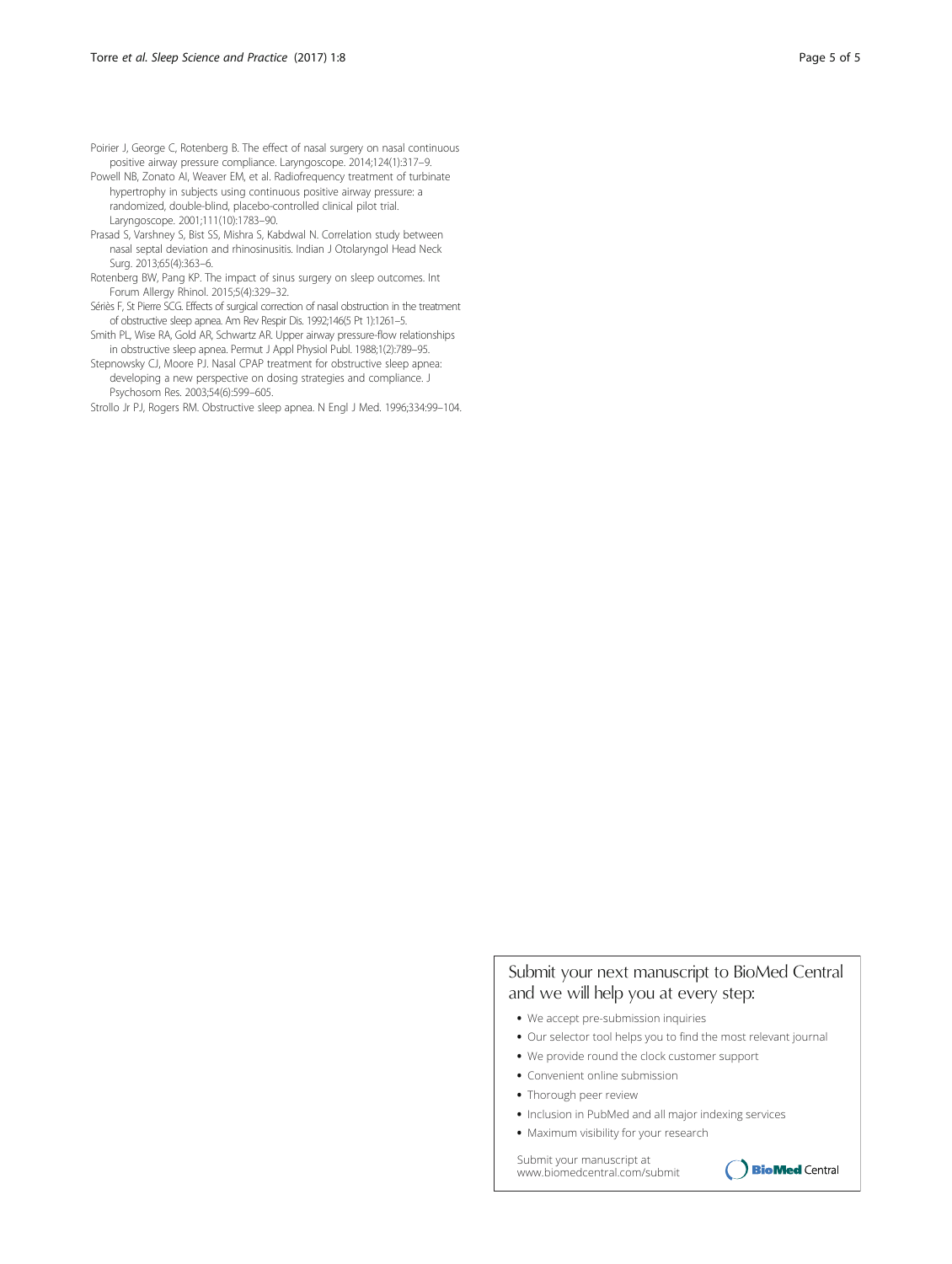Poirier J, George C, Rotenberg B. The effect of nasal surgery on nasal continuous positive airway pressure compliance. Laryngoscope. 2014;124(1):317–9.

Powell NB, Zonato AI, Weaver EM, et al. Radiofrequency treatment of turbinate hypertrophy in subjects using continuous positive airway pressure: a randomized, double-blind, placebo-controlled clinical pilot trial. Laryngoscope. 2001;111(10):1783–90.

Prasad S, Varshney S, Bist SS, Mishra S, Kabdwal N. Correlation study between nasal septal deviation and rhinosinusitis. Indian J Otolaryngol Head Neck Surg. 2013;65(4):363–6.

Rotenberg BW, Pang KP. The impact of sinus surgery on sleep outcomes. Int Forum Allergy Rhinol. 2015;5(4):329–32.

Sériès F, St Pierre SCG. Effects of surgical correction of nasal obstruction in the treatment of obstructive sleep apnea. Am Rev Respir Dis. 1992;146(5 Pt 1):1261–5.

Smith PL, Wise RA, Gold AR, Schwartz AR. Upper airway pressure-flow relationships in obstructive sleep apnea. Permut J Appl Physiol Publ. 1988;1(2):789–95.

Stepnowsky CJ, Moore PJ. Nasal CPAP treatment for obstructive sleep apnea: developing a new perspective on dosing strategies and compliance. J Psychosom Res. 2003;54(6):599–605.

Strollo Jr PJ, Rogers RM. Obstructive sleep apnea. N Engl J Med. 1996;334:99–104.

Submit your next manuscript to BioMed Central and we will help you at every step:

- We accept pre-submission inquiries
- Our selector tool helps you to find the most relevant journal
- We provide round the clock customer support
- Convenient online submission
- Thorough peer review
- Inclusion in PubMed and all major indexing services
- Maximum visibility for your research

Submit your manuscript at
www.biomedcentral.com/submit

BioMed Central